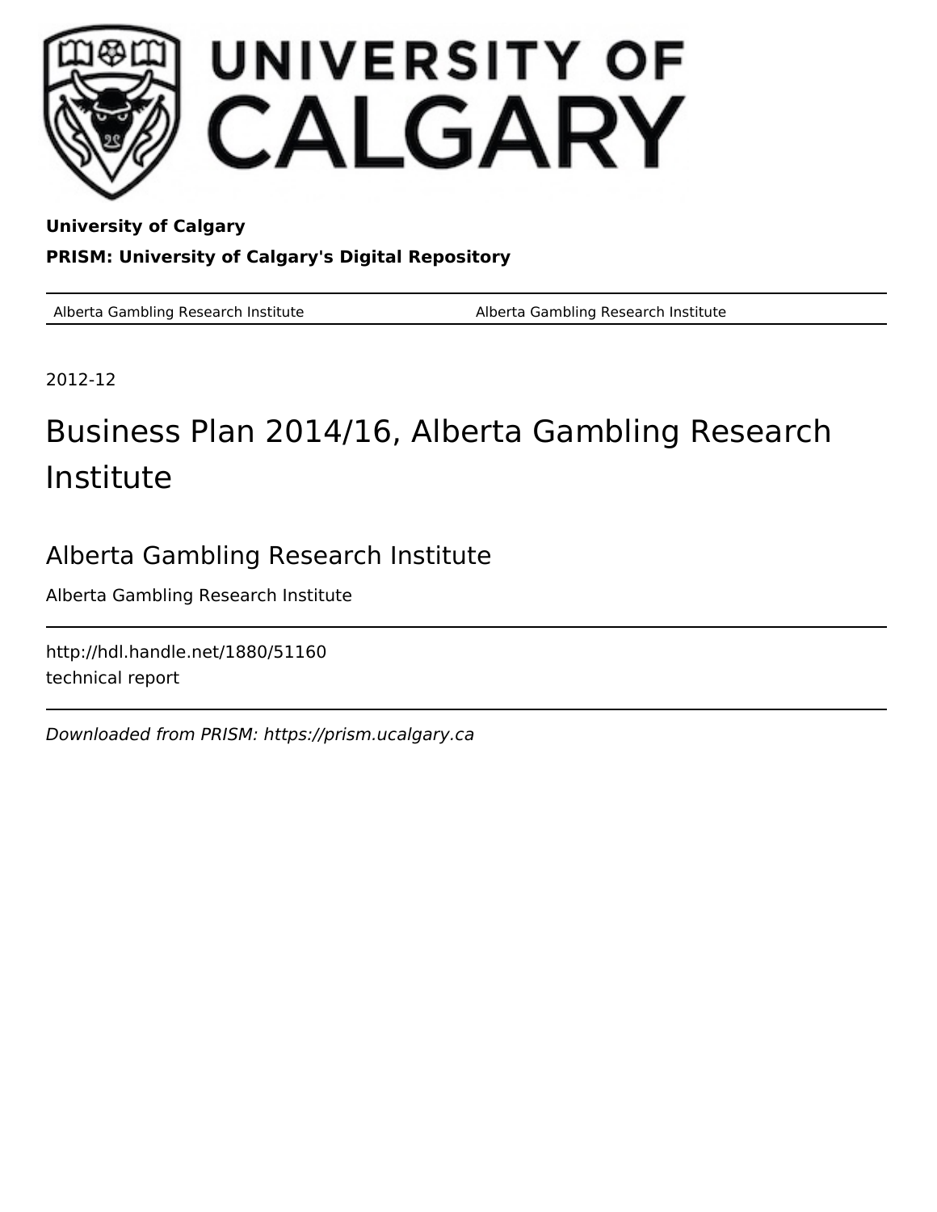University of Calgary

**University of Calgary**

**PRISM: University of Calgary's Digital Repository**

| Alberta Gambling Research Institute | Alberta Gambling Research Institute |
|---|---|

2012-12

# Business Plan 2014/16, Alberta Gambling Research Institute

## Alberta Gambling Research Institute

Alberta Gambling Research Institute

http://hdl.handle.net/1880/51160

technical report

*Downloaded from PRISM: https://prism.ucalgary.ca*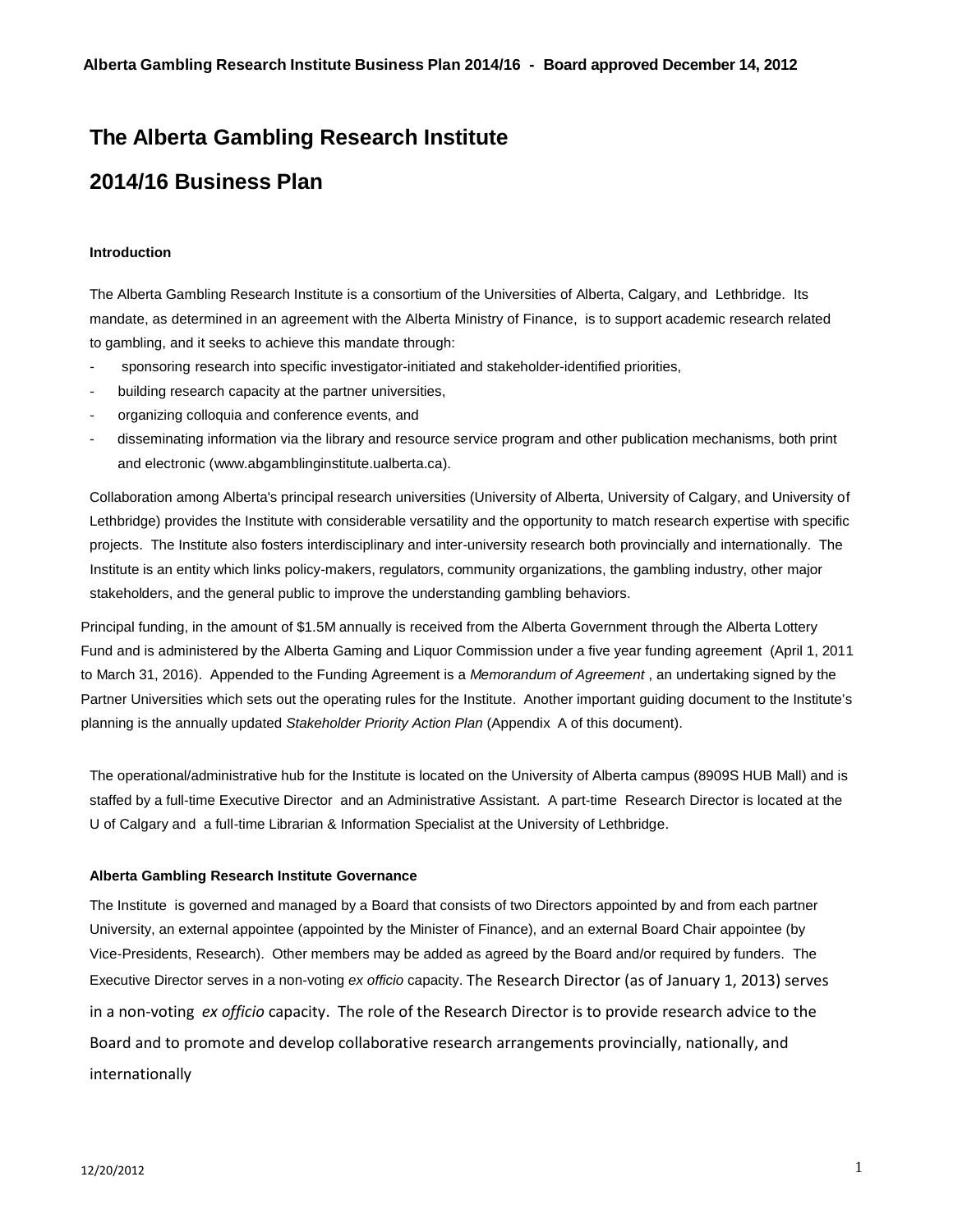# The Alberta Gambling Research Institute

# 2014/16 Business Plan

### Introduction

The Alberta Gambling Research Institute is a consortium of the Universities of Alberta, Calgary, and Lethbridge. Its mandate, as determined in an agreement with the Alberta Ministry of Finance, is to support academic research related to gambling, and it seeks to achieve this mandate through:

- sponsoring research into specific investigator-initiated and stakeholder-identified priorities,
- building research capacity at the partner universities,
- organizing colloquia and conference events, and
- disseminating information via the library and resource service program and other publication mechanisms, both print and electronic (www.abgamblinginstitute.ualberta.ca).

Collaboration among Alberta's principal research universities (University of Alberta, University of Calgary, and University of Lethbridge) provides the Institute with considerable versatility and the opportunity to match research expertise with specific projects. The Institute also fosters interdisciplinary and inter-university research both provincially and internationally. The Institute is an entity which links policy-makers, regulators, community organizations, the gambling industry, other major stakeholders, and the general public to improve the understanding gambling behaviors.

Principal funding, in the amount of $1.5M annually is received from the Alberta Government through the Alberta Lottery Fund and is administered by the Alberta Gaming and Liquor Commission under a five year funding agreement (April 1, 2011 to March 31, 2016). Appended to the Funding Agreement is a *Memorandum of Agreement* , an undertaking signed by the Partner Universities which sets out the operating rules for the Institute. Another important guiding document to the Institute's planning is the annually updated *Stakeholder Priority Action Plan* (Appendix A of this document).

The operational/administrative hub for the Institute is located on the University of Alberta campus (8909S HUB Mall) and is staffed by a full-time Executive Director and an Administrative Assistant. A part-time Research Director is located at the U of Calgary and a full-time Librarian & Information Specialist at the University of Lethbridge.

### Alberta Gambling Research Institute Governance

The Institute is governed and managed by a Board that consists of two Directors appointed by and from each partner University, an external appointee (appointed by the Minister of Finance), and an external Board Chair appointee (by Vice-Presidents, Research). Other members may be added as agreed by the Board and/or required by funders. The Executive Director serves in a non-voting *ex officio* capacity. The Research Director (as of January 1, 2013) serves in a non-voting *ex officio* capacity. The role of the Research Director is to provide research advice to the Board and to promote and develop collaborative research arrangements provincially, nationally, and internationally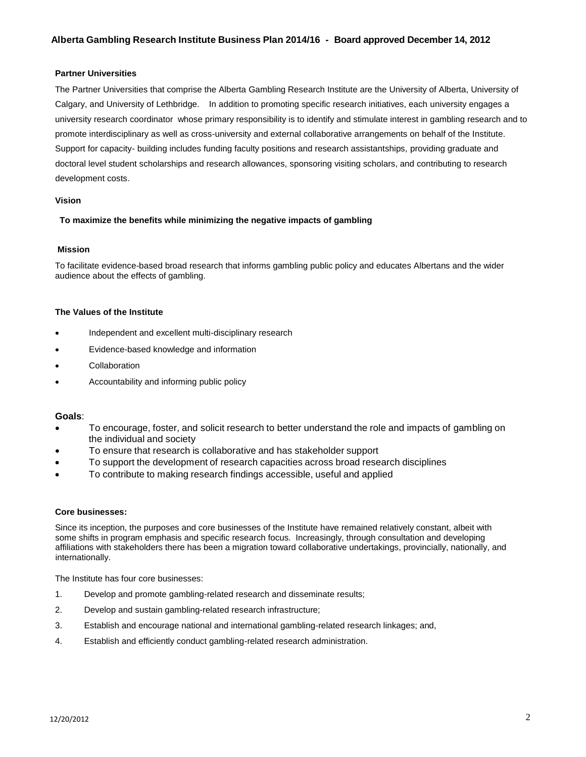**Partner Universities**

The Partner Universities that comprise the Alberta Gambling Research Institute are the University of Alberta, University of Calgary, and University of Lethbridge. In addition to promoting specific research initiatives, each university engages a university research coordinator whose primary responsibility is to identify and stimulate interest in gambling research and to promote interdisciplinary as well as cross-university and external collaborative arrangements on behalf of the Institute. Support for capacity- building includes funding faculty positions and research assistantships, providing graduate and doctoral level student scholarships and research allowances, sponsoring visiting scholars, and contributing to research development costs.

**Vision**

**To maximize the benefits while minimizing the negative impacts of gambling**

**Mission**

To facilitate evidence-based broad research that informs gambling public policy and educates Albertans and the wider audience about the effects of gambling.

**The Values of the Institute**

- Independent and excellent multi-disciplinary research
- Evidence-based knowledge and information
- Collaboration
- Accountability and informing public policy

**Goals**:

- To encourage, foster, and solicit research to better understand the role and impacts of gambling on the individual and society
- To ensure that research is collaborative and has stakeholder support
- To support the development of research capacities across broad research disciplines
- To contribute to making research findings accessible, useful and applied

**Core businesses:**

Since its inception, the purposes and core businesses of the Institute have remained relatively constant, albeit with some shifts in program emphasis and specific research focus. Increasingly, through consultation and developing affiliations with stakeholders there has been a migration toward collaborative undertakings, provincially, nationally, and internationally.

The Institute has four core businesses:

1. Develop and promote gambling-related research and disseminate results;
2. Develop and sustain gambling-related research infrastructure;
3. Establish and encourage national and international gambling-related research linkages; and,
4. Establish and efficiently conduct gambling-related research administration.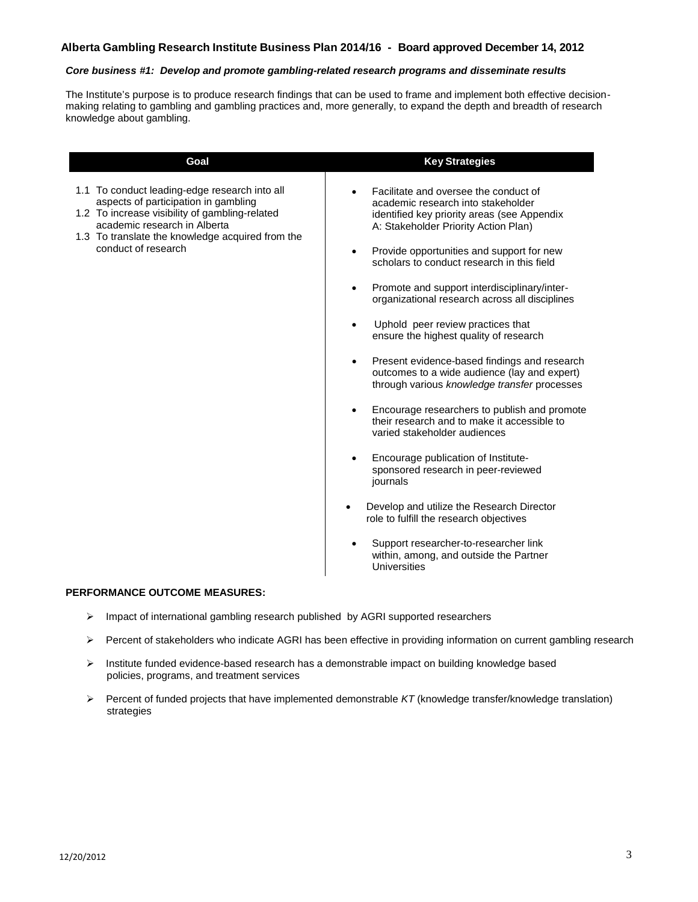## Alberta Gambling Research Institute Business Plan 2014/16 - Board approved December 14, 2012

***Core business #1: Develop and promote gambling-related research programs and disseminate results***

The Institute's purpose is to produce research findings that can be used to frame and implement both effective decision-making relating to gambling and gambling practices and, more generally, to expand the depth and breadth of research knowledge about gambling.

| Goal | Key Strategies |
| --- | --- |
| 1.1 To conduct leading-edge research into all aspects of participation in gambling<br>1.2 To increase visibility of gambling-related academic research in Alberta<br>1.3 To translate the knowledge acquired from the conduct of research | • Facilitate and oversee the conduct of academic research into stakeholder identified key priority areas (see Appendix A: Stakeholder Priority Action Plan)<br>• Provide opportunities and support for new scholars to conduct research in this field<br>• Promote and support interdisciplinary/inter-organizational research across all disciplines<br>• Uphold peer review practices that ensure the highest quality of research<br>• Present evidence-based findings and research outcomes to a wide audience (lay and expert) through various *knowledge transfer* processes<br>• Encourage researchers to publish and promote their research and to make it accessible to varied stakeholder audiences<br>• Encourage publication of Institute-sponsored research in peer-reviewed journals<br>• Develop and utilize the Research Director role to fulfill the research objectives<br>• Support researcher-to-researcher link within, among, and outside the Partner Universities |

**PERFORMANCE OUTCOME MEASURES:**

- Impact of international gambling research published by AGRI supported researchers
- Percent of stakeholders who indicate AGRI has been effective in providing information on current gambling research
- Institute funded evidence-based research has a demonstrable impact on building knowledge based policies, programs, and treatment services
- Percent of funded projects that have implemented demonstrable *KT* (knowledge transfer/knowledge translation) strategies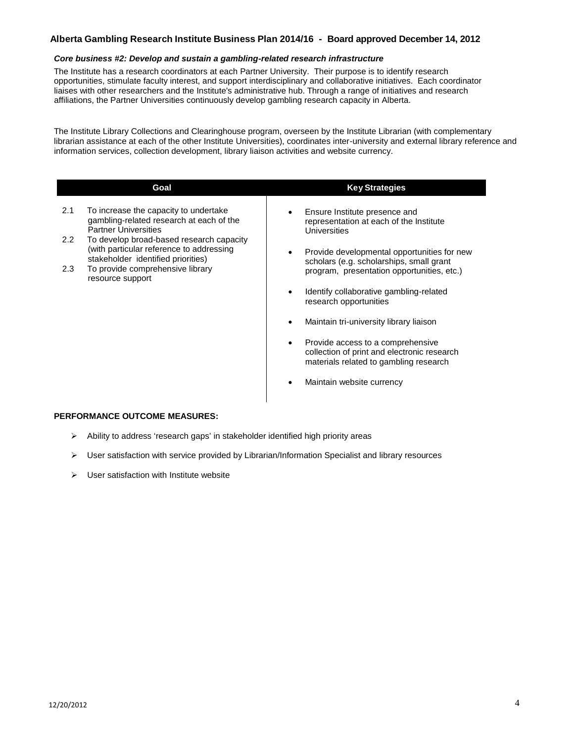**Alberta Gambling Research Institute Business Plan 2014/16 - Board approved December 14, 2012**

***Core business #2: Develop and sustain a gambling-related research infrastructure***

The Institute has a research coordinators at each Partner University. Their purpose is to identify research opportunities, stimulate faculty interest, and support interdisciplinary and collaborative initiatives. Each coordinator liaises with other researchers and the Institute's administrative hub. Through a range of initiatives and research affiliations, the Partner Universities continuously develop gambling research capacity in Alberta.

The Institute Library Collections and Clearinghouse program, overseen by the Institute Librarian (with complementary librarian assistance at each of the other Institute Universities), coordinates inter-university and external library reference and information services, collection development, library liaison activities and website currency.

| Goal | Key Strategies |
|---|---|
| 2.1 To increase the capacity to undertake gambling-related research at each of the Partner Universities<br>2.2 To develop broad-based research capacity (with particular reference to addressing stakeholder identified priorities)<br>2.3 To provide comprehensive library resource support | • Ensure Institute presence and representation at each of the Institute Universities<br>• Provide developmental opportunities for new scholars (e.g. scholarships, small grant program, presentation opportunities, etc.)<br>• Identify collaborative gambling-related research opportunities<br>• Maintain tri-university library liaison<br>• Provide access to a comprehensive collection of print and electronic research materials related to gambling research<br>• Maintain website currency |

**PERFORMANCE OUTCOME MEASURES:**

- Ability to address 'research gaps' in stakeholder identified high priority areas
- User satisfaction with service provided by Librarian/Information Specialist and library resources
- User satisfaction with Institute website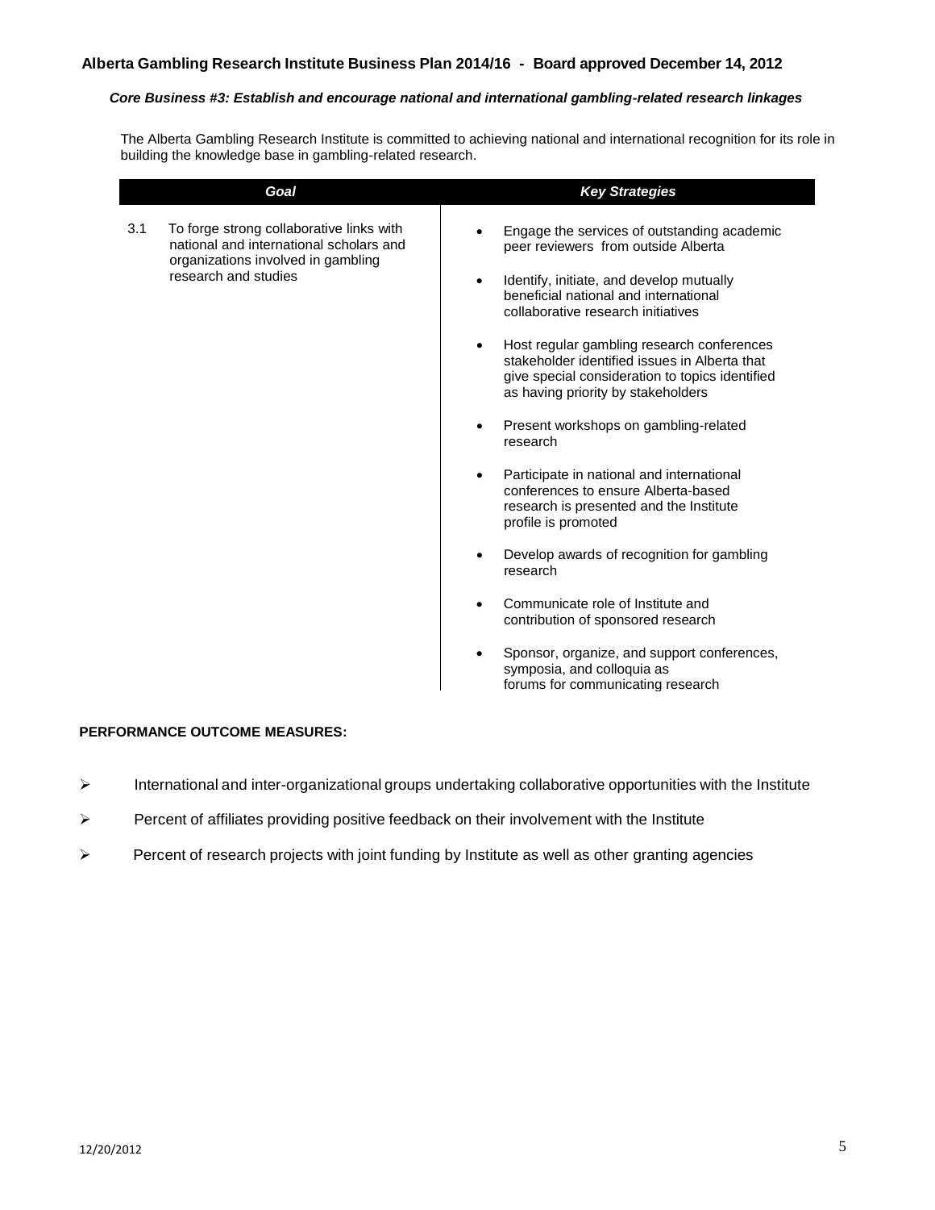### *Core Business #3: Establish and encourage national and international gambling-related research linkages*

The Alberta Gambling Research Institute is committed to achieving national and international recognition for its role in building the knowledge base in gambling-related research.

| *Goal* | *Key Strategies* |
| --- | --- |
| 3.1 To forge strong collaborative links with national and international scholars and organizations involved in gambling research and studies | • Engage the services of outstanding academic peer reviewers from outside Alberta<br>• Identify, initiate, and develop mutually beneficial national and international collaborative research initiatives<br>• Host regular gambling research conferences stakeholder identified issues in Alberta that give special consideration to topics identified as having priority by stakeholders<br>• Present workshops on gambling-related research<br>• Participate in national and international conferences to ensure Alberta-based research is presented and the Institute profile is promoted<br>• Develop awards of recognition for gambling research<br>• Communicate role of Institute and contribution of sponsored research<br>• Sponsor, organize, and support conferences, symposia, and colloquia as forums for communicating research |

**PERFORMANCE OUTCOME MEASURES:**

- International and inter-organizational groups undertaking collaborative opportunities with the Institute
- Percent of affiliates providing positive feedback on their involvement with the Institute
- Percent of research projects with joint funding by Institute as well as other granting agencies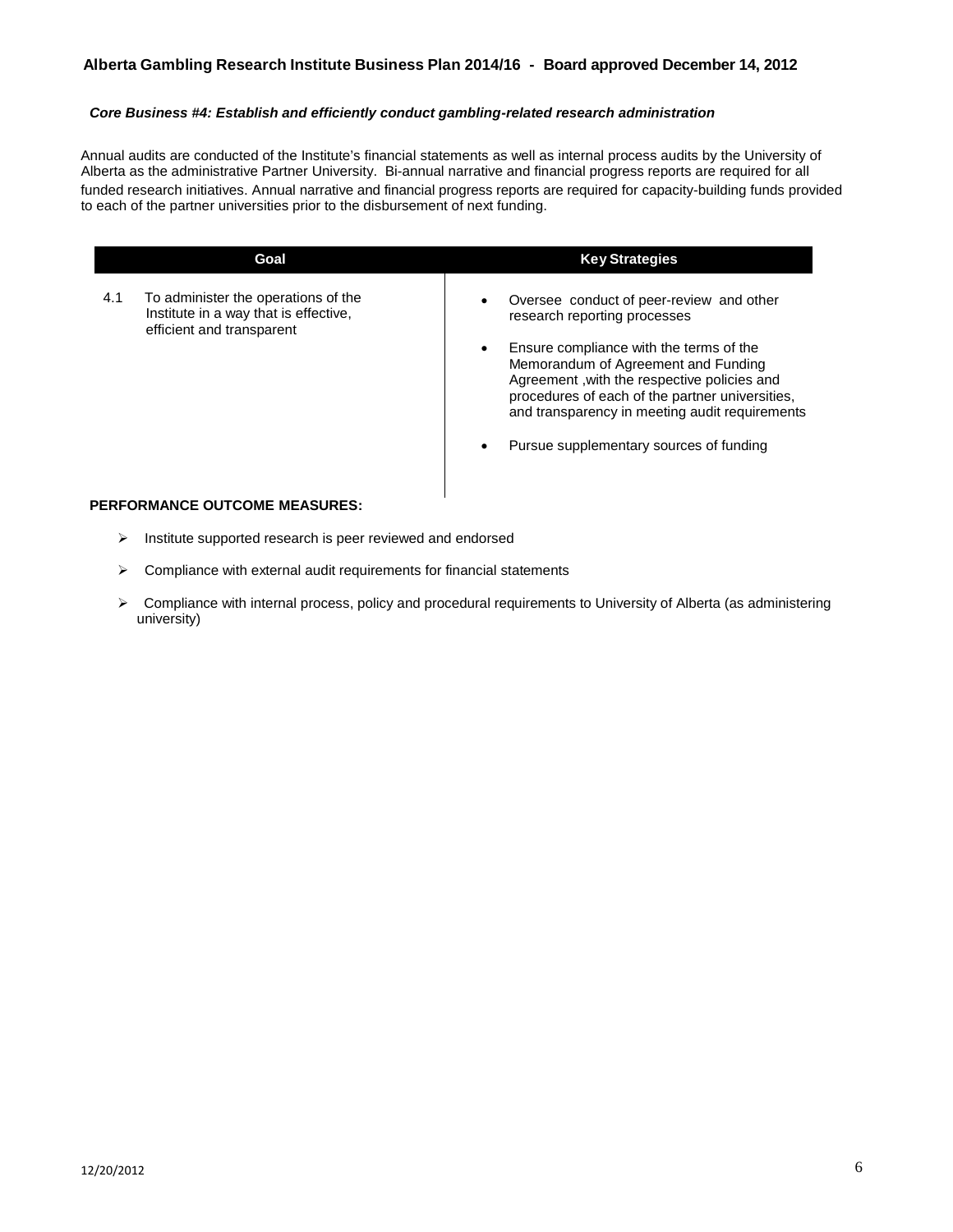*Core Business #4: Establish and efficiently conduct gambling-related research administration*

Annual audits are conducted of the Institute's financial statements as well as internal process audits by the University of Alberta as the administrative Partner University. Bi-annual narrative and financial progress reports are required for all funded research initiatives. Annual narrative and financial progress reports are required for capacity-building funds provided to each of the partner universities prior to the disbursement of next funding.

| Goal | Key Strategies |
|---|---|
| 4.1 To administer the operations of the Institute in a way that is effective, efficient and transparent | • Oversee conduct of peer-review and other research reporting processes<br>• Ensure compliance with the terms of the Memorandum of Agreement and Funding Agreement ,with the respective policies and procedures of each of the partner universities, and transparency in meeting audit requirements<br>• Pursue supplementary sources of funding |

**PERFORMANCE OUTCOME MEASURES:**

- Institute supported research is peer reviewed and endorsed
- Compliance with external audit requirements for financial statements
- Compliance with internal process, policy and procedural requirements to University of Alberta (as administering university)